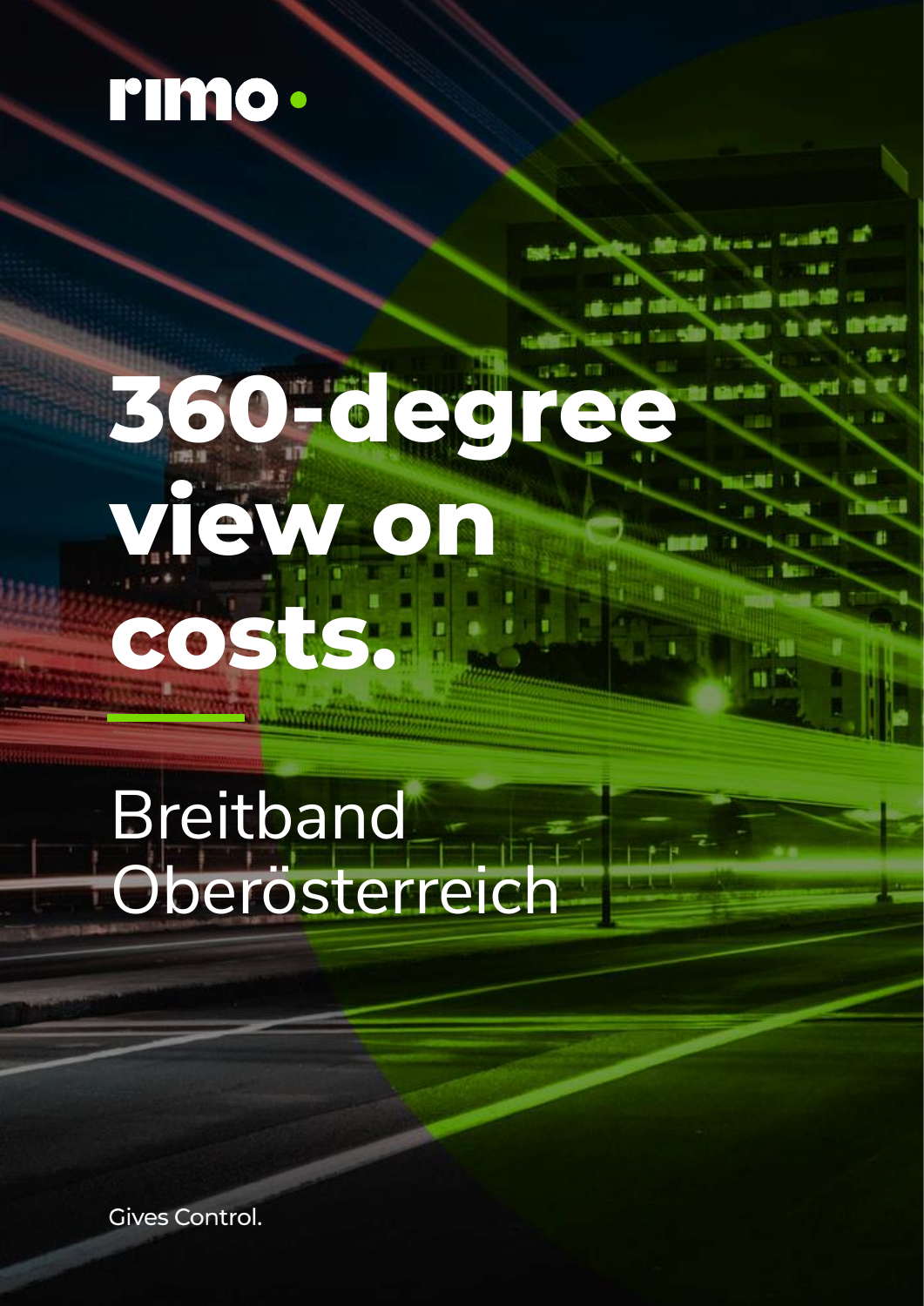rimo

# 360-degree view on costs.

## Breitband Oberösterreich

Gives Control.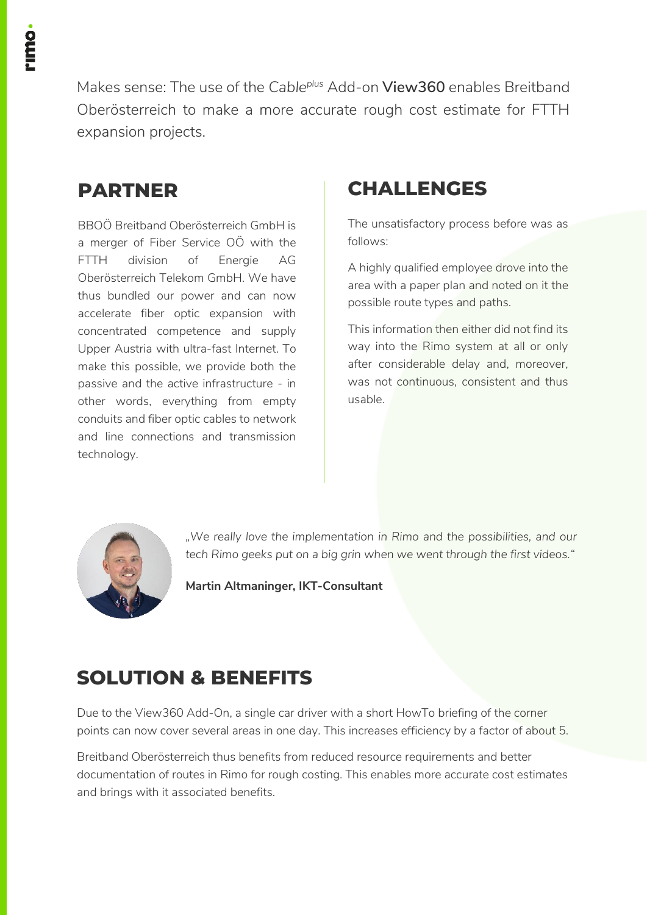Makes sense: The use of the *Cable<sup>plus</sup>* Add-on **View360** enables Breitband Oberösterreich to make a more accurate rough cost estimate for FTTH expansion projects.

## PARTNER

BBOÖ Breitband Oberösterreich GmbH is a merger of Fiber Service OÖ with the FTTH division of Energie AG Oberösterreich Telekom GmbH. We have thus bundled our power and can now accelerate fiber optic expansion with concentrated competence and supply Upper Austria with ultra-fast Internet. To make this possible, we provide both the passive and the active infrastructure - in other words, everything from empty conduits and fiber optic cables to network and line connections and transmission technology.

## CHALLENGES

The unsatisfactory process before was as follows:

A highly qualified employee drove into the area with a paper plan and noted on it the possible route types and paths.

This information then either did not find its way into the Rimo system at all or only after considerable delay and, moreover, was not continuous, consistent and thus usable.

*„We really love the implementation in Rimo and the possibilities, and our tech Rimo geeks put on a big grin when we went through the first videos."*

**Martin Altmaninger, IKT-Consultant**

## SOLUTION & BENEFITS

Due to the View360 Add-On, a single car driver with a short HowTo briefing of the corner points can now cover several areas in one day. This increases efficiency by a factor of about 5.

Breitband Oberösterreich thus benefits from reduced resource requirements and better documentation of routes in Rimo for rough costing. This enables more accurate cost estimates and brings with it associated benefits.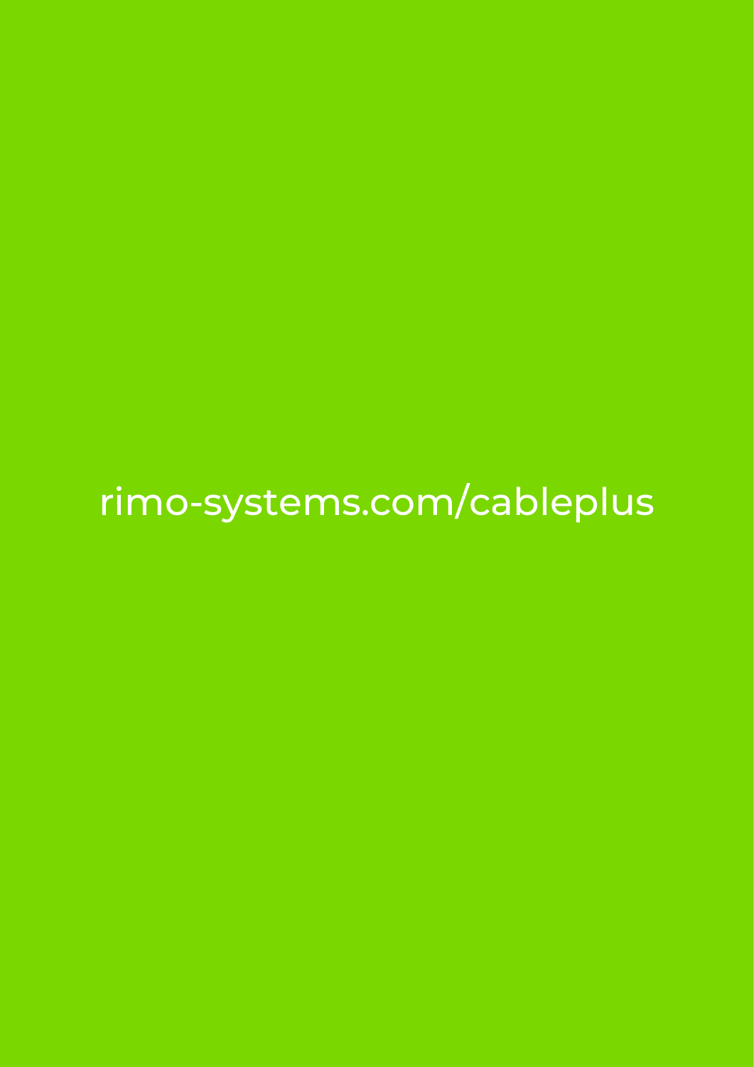rimo-systems.com/cableplus